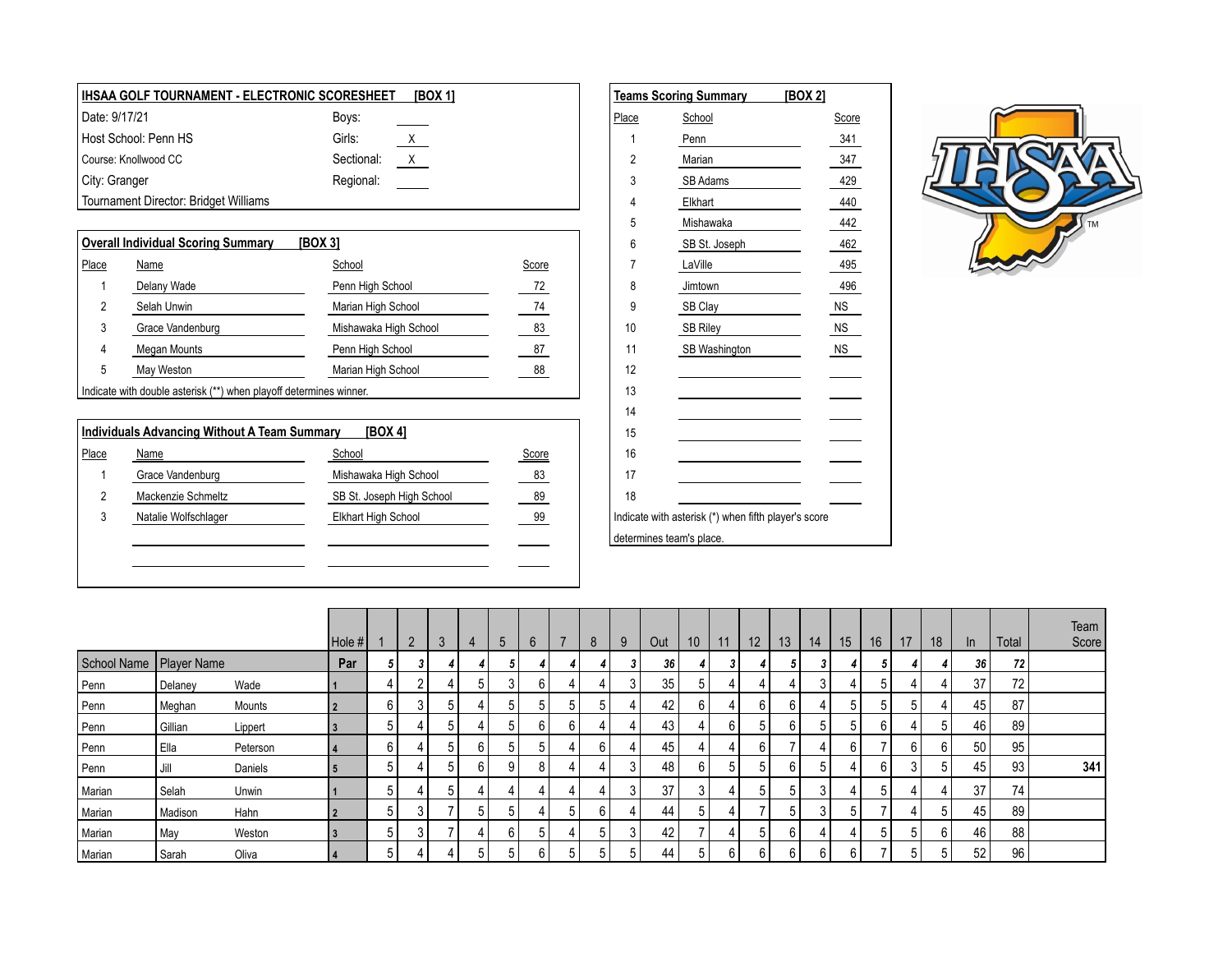**IHSAA GOLF TOURNAMENT - ELECTRONIC SCORESHEET [BOX 1]**

| | | | |
|---|---|---|---|
| Date: 9/17/21 | | Boys: | |
| Host School: Penn HS | | Girls: | X |
| Course: Knollwood CC | | Sectional: | X |
| City: Granger | | Regional: | |
| Tournament Director: Bridget Williams | | | |

**Overall Individual Scoring Summary [BOX 3]**

| Place | Name | School | Score |
|---|---|---|---|
| 1 | Delany Wade | Penn High School | 72 |
| 2 | Selah Unwin | Marian High School | 74 |
| 3 | Grace Vandenburg | Mishawaka High School | 83 |
| 4 | Megan Mounts | Penn High School | 87 |
| 5 | May Weston | Marian High School | 88 |

Indicate with double asterisk (**) when playoff determines winner.

**Individuals Advancing Without A Team Summary [BOX 4]**

| Place | Name | School | Score |
|---|---|---|---|
| 1 | Grace Vandenburg | Mishawaka High School | 83 |
| 2 | Mackenzie Schmeltz | SB St. Joseph High School | 89 |
| 3 | Natalie Wolfschlager | Elkhart High School | 99 |

**Teams Scoring Summary [BOX 2]**

| Place | School | Score |
|---|---|---|
| 1 | Penn | 341 |
| 2 | Marian | 347 |
| 3 | SB Adams | 429 |
| 4 | Elkhart | 440 |
| 5 | Mishawaka | 442 |
| 6 | SB St. Joseph | 462 |
| 7 | LaVille | 495 |
| 8 | Jimtown | 496 |
| 9 | SB Clay | NS |
| 10 | SB Riley | NS |
| 11 | SB Washington | NS |
| 12 | | |
| 13 | | |
| 14 | | |
| 15 | | |
| 16 | | |
| 17 | | |
| 18 | | |

Indicate with asterisk (*) when fifth player's score determines team's place.

| School Name | Player Name | | Hole # | 1 | 2 | 3 | 4 | 5 | 6 | 7 | 8 | 9 | Out | 10 | 11 | 12 | 13 | 14 | 15 | 16 | 17 | 18 | In | Total | Team Score |
|---|---|---|---|---|---|---|---|---|---|---|---|---|---|---|---|---|---|---|---|---|---|---|---|---|---|
| | | | **Par** | 5 | 3 | 4 | 4 | 5 | 4 | 4 | 4 | 3 | 36 | 4 | 3 | 4 | 5 | 3 | 4 | 5 | 4 | 4 | 36 | 72 | |
| Penn | Delaney | Wade | 1 | 4 | 2 | 4 | 5 | 3 | 6 | 4 | 4 | 3 | 35 | 5 | 4 | 4 | 4 | 3 | 4 | 5 | 4 | 4 | 37 | 72 | |
| Penn | Meghan | Mounts | 2 | 6 | 3 | 5 | 4 | 5 | 5 | 5 | 5 | 4 | 42 | 6 | 4 | 6 | 6 | 4 | 5 | 5 | 5 | 4 | 45 | 87 | |
| Penn | Gillian | Lippert | 3 | 5 | 4 | 5 | 4 | 5 | 6 | 6 | 4 | 4 | 43 | 4 | 6 | 5 | 6 | 5 | 5 | 6 | 4 | 5 | 46 | 89 | |
| Penn | Ella | Peterson | 4 | 6 | 4 | 5 | 6 | 5 | 5 | 4 | 6 | 4 | 45 | 4 | 4 | 6 | 7 | 4 | 6 | 7 | 6 | 6 | 50 | 95 | |
| Penn | Jill | Daniels | 5 | 5 | 4 | 5 | 6 | 9 | 8 | 4 | 4 | 3 | 48 | 6 | 5 | 5 | 6 | 5 | 4 | 6 | 3 | 5 | 45 | 93 | **341** |
| Marian | Selah | Unwin | 1 | 5 | 4 | 5 | 4 | 4 | 4 | 4 | 4 | 3 | 37 | 3 | 4 | 5 | 5 | 3 | 4 | 5 | 4 | 4 | 37 | 74 | |
| Marian | Madison | Hahn | 2 | 5 | 3 | 7 | 5 | 5 | 4 | 5 | 6 | 4 | 44 | 5 | 4 | 7 | 5 | 3 | 5 | 7 | 4 | 5 | 45 | 89 | |
| Marian | May | Weston | 3 | 5 | 3 | 7 | 4 | 6 | 5 | 4 | 5 | 3 | 42 | 7 | 4 | 5 | 6 | 4 | 4 | 5 | 5 | 6 | 46 | 88 | |
| Marian | Sarah | Oliva | 4 | 5 | 4 | 4 | 5 | 5 | 6 | 5 | 5 | 5 | 44 | 5 | 6 | 6 | 6 | 6 | 6 | 7 | 5 | 5 | 52 | 96 | |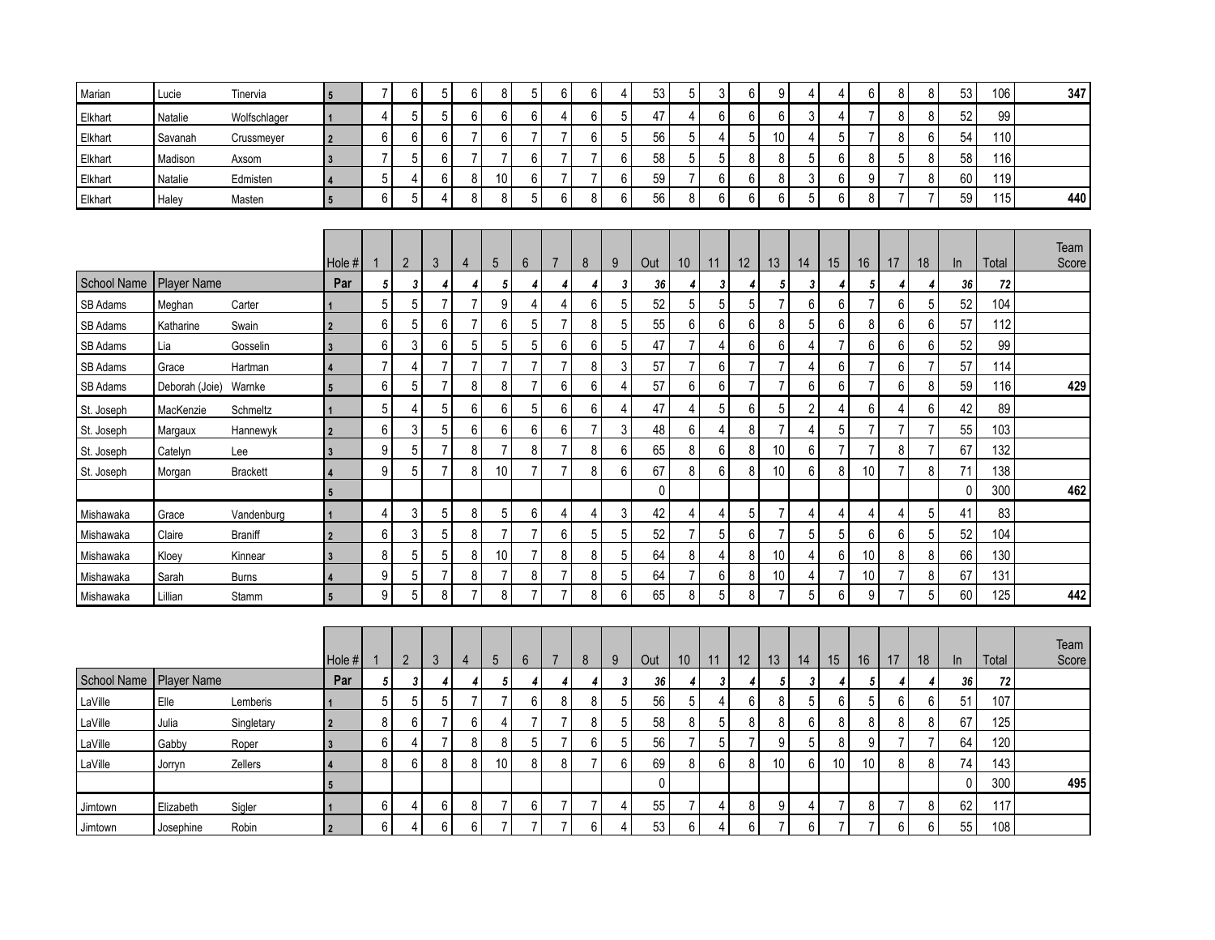| | | | | | | | | | | | | | | | | | | | | | | | | | |
|---|---|---|---|---|---|---|---|---|---|---|---|---|---|---|---|---|---|---|---|---|---|---|---|---|---|
| Marian | Lucie | Tinervia | 5 | 7 | 6 | 5 | 6 | 8 | 5 | 6 | 6 | 4 | 53 | 5 | 3 | 6 | 9 | 4 | 4 | 6 | 8 | 8 | 53 | 106 | 347 |
| Elkhart | Natalie | Wolfschlager | 1 | 4 | 5 | 5 | 6 | 6 | 6 | 4 | 6 | 5 | 47 | 4 | 6 | 6 | 6 | 3 | 4 | 7 | 8 | 8 | 52 | 99 | |
| Elkhart | Savanah | Crussmeyer | 2 | 6 | 6 | 6 | 7 | 6 | 7 | 7 | 6 | 5 | 56 | 5 | 4 | 5 | 10 | 4 | 5 | 7 | 8 | 6 | 54 | 110 | |
| Elkhart | Madison | Axsom | 3 | 7 | 5 | 6 | 7 | 7 | 6 | 7 | 7 | 6 | 58 | 5 | 5 | 8 | 8 | 5 | 6 | 8 | 5 | 8 | 58 | 116 | |
| Elkhart | Natalie | Edmisten | 4 | 5 | 4 | 6 | 8 | 10 | 6 | 7 | 7 | 6 | 59 | 7 | 6 | 6 | 8 | 3 | 6 | 9 | 7 | 8 | 60 | 119 | |
| Elkhart | Haley | Masten | 5 | 6 | 5 | 4 | 8 | 8 | 5 | 6 | 8 | 6 | 56 | 8 | 6 | 6 | 6 | 5 | 6 | 8 | 7 | 7 | 59 | 115 | 440 |

| School Name | Player Name | | Hole # | 1 | 2 | 3 | 4 | 5 | 6 | 7 | 8 | 9 | Out | 10 | 11 | 12 | 13 | 14 | 15 | 16 | 17 | 18 | In | Total | Team Score |
|---|---|---|---|---|---|---|---|---|---|---|---|---|---|---|---|---|---|---|---|---|---|---|---|---|---|
| | | | Par | *5* | *3* | *4* | *4* | *5* | *4* | *4* | *4* | *3* | *36* | *4* | *3* | *4* | *5* | *3* | *4* | *5* | *4* | *4* | *36* | *72* | |
| SB Adams | Meghan | Carter | 1 | 5 | 5 | 7 | 7 | 9 | 4 | 4 | 6 | 5 | 52 | 5 | 5 | 5 | 7 | 6 | 6 | 7 | 6 | 5 | 52 | 104 | |
| SB Adams | Katharine | Swain | 2 | 6 | 5 | 6 | 7 | 6 | 5 | 7 | 8 | 5 | 55 | 6 | 6 | 6 | 8 | 5 | 6 | 8 | 6 | 6 | 57 | 112 | |
| SB Adams | Lia | Gosselin | 3 | 6 | 3 | 6 | 5 | 5 | 5 | 6 | 6 | 5 | 47 | 7 | 4 | 6 | 6 | 4 | 7 | 6 | 6 | 6 | 52 | 99 | |
| SB Adams | Grace | Hartman | 4 | 7 | 4 | 7 | 7 | 7 | 7 | 7 | 8 | 3 | 57 | 7 | 6 | 7 | 7 | 4 | 6 | 7 | 6 | 7 | 57 | 114 | |
| SB Adams | Deborah (Joie) | Warnke | 5 | 6 | 5 | 7 | 8 | 8 | 7 | 6 | 6 | 4 | 57 | 6 | 6 | 7 | 7 | 6 | 6 | 7 | 6 | 8 | 59 | 116 | 429 |
| St. Joseph | MacKenzie | Schmeltz | 1 | 5 | 4 | 5 | 6 | 6 | 5 | 6 | 6 | 4 | 47 | 4 | 5 | 6 | 5 | 2 | 4 | 6 | 4 | 6 | 42 | 89 | |
| St. Joseph | Margaux | Hannewyk | 2 | 6 | 3 | 5 | 6 | 6 | 6 | 6 | 7 | 3 | 48 | 6 | 4 | 8 | 7 | 4 | 5 | 7 | 7 | 7 | 55 | 103 | |
| St. Joseph | Catelyn | Lee | 3 | 9 | 5 | 7 | 8 | 7 | 8 | 7 | 8 | 6 | 65 | 8 | 6 | 8 | 10 | 6 | 7 | 7 | 8 | 7 | 67 | 132 | |
| St. Joseph | Morgan | Brackett | 4 | 9 | 5 | 7 | 8 | 10 | 7 | 7 | 8 | 6 | 67 | 8 | 6 | 8 | 10 | 6 | 8 | 10 | 7 | 8 | 71 | 138 | |
| | | | 5 | | | | | | | | | | 0 | | | | | | | | | | 0 | 300 | 462 |
| Mishawaka | Grace | Vandenburg | 1 | 4 | 3 | 5 | 8 | 5 | 6 | 4 | 4 | 3 | 42 | 4 | 4 | 5 | 7 | 4 | 4 | 4 | 4 | 5 | 41 | 83 | |
| Mishawaka | Claire | Braniff | 2 | 6 | 3 | 5 | 8 | 7 | 7 | 6 | 5 | 5 | 52 | 7 | 5 | 6 | 7 | 5 | 5 | 6 | 6 | 5 | 52 | 104 | |
| Mishawaka | Kloey | Kinnear | 3 | 8 | 5 | 5 | 8 | 10 | 7 | 8 | 8 | 5 | 64 | 8 | 4 | 8 | 10 | 4 | 6 | 10 | 8 | 8 | 66 | 130 | |
| Mishawaka | Sarah | Burns | 4 | 9 | 5 | 7 | 8 | 7 | 8 | 7 | 8 | 5 | 64 | 7 | 6 | 8 | 10 | 4 | 7 | 10 | 7 | 8 | 67 | 131 | |
| Mishawaka | Lillian | Stamm | 5 | 9 | 5 | 8 | 7 | 8 | 7 | 7 | 8 | 6 | 65 | 8 | 5 | 8 | 7 | 5 | 6 | 9 | 7 | 5 | 60 | 125 | 442 |

| School Name | Player Name | | Hole # | 1 | 2 | 3 | 4 | 5 | 6 | 7 | 8 | 9 | Out | 10 | 11 | 12 | 13 | 14 | 15 | 16 | 17 | 18 | In | Total | Team Score |
|---|---|---|---|---|---|---|---|---|---|---|---|---|---|---|---|---|---|---|---|---|---|---|---|---|---|
| | | | Par | *5* | *3* | *4* | *4* | *5* | *4* | *4* | *4* | *3* | *36* | *4* | *3* | *4* | *5* | *3* | *4* | *5* | *4* | *4* | *36* | *72* | |
| LaVille | Elle | Lemberis | 1 | 5 | 5 | 5 | 7 | 7 | 6 | 8 | 8 | 5 | 56 | 5 | 4 | 6 | 8 | 5 | 6 | 5 | 6 | 6 | 51 | 107 | |
| LaVille | Julia | Singletary | 2 | 8 | 6 | 7 | 6 | 4 | 7 | 7 | 8 | 5 | 58 | 8 | 5 | 8 | 8 | 6 | 8 | 8 | 8 | 8 | 67 | 125 | |
| LaVille | Gabby | Roper | 3 | 6 | 4 | 7 | 8 | 8 | 5 | 7 | 6 | 5 | 56 | 7 | 5 | 7 | 9 | 5 | 8 | 9 | 7 | 7 | 64 | 120 | |
| LaVille | Jorryn | Zellers | 4 | 8 | 6 | 8 | 8 | 10 | 8 | 8 | 7 | 6 | 69 | 8 | 6 | 8 | 10 | 6 | 10 | 10 | 8 | 8 | 74 | 143 | |
| | | | 5 | | | | | | | | | | 0 | | | | | | | | | | 0 | 300 | 495 |
| Jimtown | Elizabeth | Sigler | 1 | 6 | 4 | 6 | 8 | 7 | 6 | 7 | 7 | 4 | 55 | 7 | 4 | 8 | 9 | 4 | 7 | 8 | 7 | 8 | 62 | 117 | |
| Jimtown | Josephine | Robin | 2 | 6 | 4 | 6 | 6 | 7 | 7 | 7 | 6 | 4 | 53 | 6 | 4 | 6 | 7 | 6 | 7 | 7 | 6 | 6 | 55 | 108 | |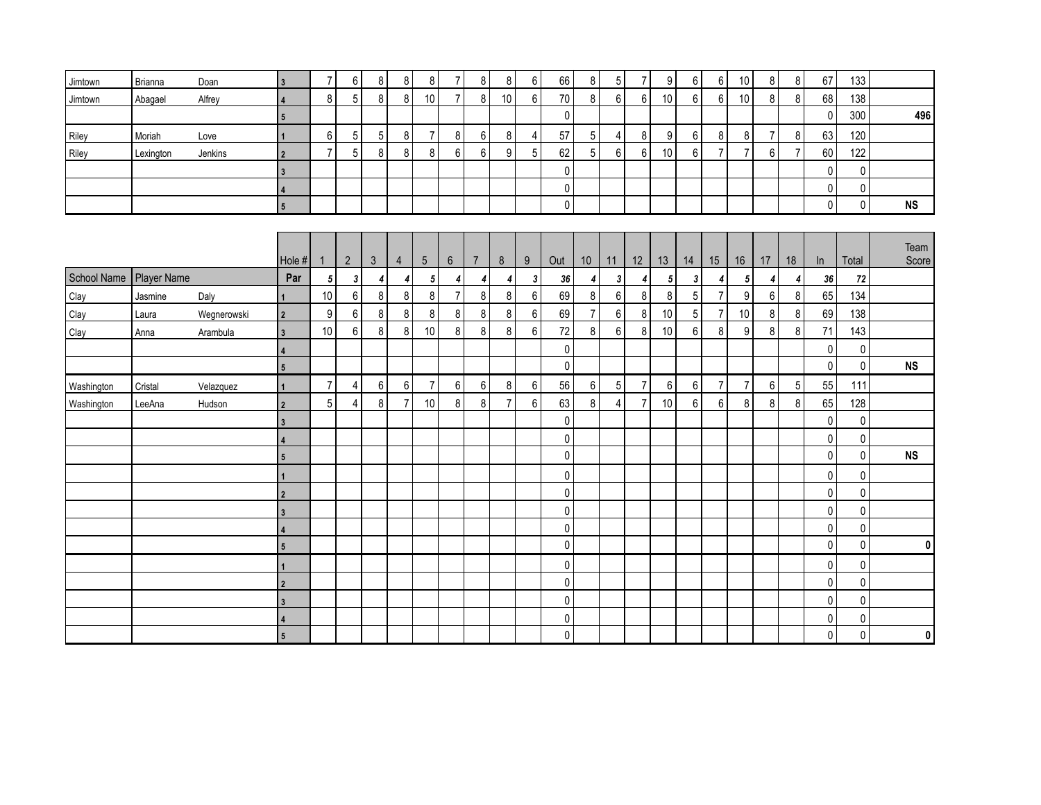| | | | | | | | | | | | | | | | | | | | | | | | | |
|---|---|---|---|---|---|---|---|---|---|---|---|---|---|---|---|---|---|---|---|---|---|---|---|---|
| Jimtown | Brianna | Doan | 3 | 7 | 6 | 8 | 8 | 8 | 7 | 8 | 8 | 6 | 66 | 8 | 5 | 7 | 9 | 6 | 6 | 10 | 8 | 8 | 67 | 133 | |
| Jimtown | Abagael | Alfrey | 4 | 8 | 5 | 8 | 8 | 10 | 7 | 8 | 10 | 6 | 70 | 8 | 6 | 6 | 10 | 6 | 6 | 10 | 8 | 8 | 68 | 138 | |
| | | | 5 | | | | | | | | | | 0 | | | | | | | | | | 0 | 300 | 496 |
| Riley | Moriah | Love | 1 | 6 | 5 | 5 | 8 | 7 | 8 | 6 | 8 | 4 | 57 | 5 | 4 | 8 | 9 | 6 | 8 | 8 | 7 | 8 | 63 | 120 | |
| Riley | Lexington | Jenkins | 2 | 7 | 5 | 8 | 8 | 8 | 6 | 6 | 9 | 5 | 62 | 5 | 6 | 6 | 10 | 6 | 7 | 7 | 6 | 7 | 60 | 122 | |
| | | | 3 | | | | | | | | | | 0 | | | | | | | | | | 0 | 0 | |
| | | | 4 | | | | | | | | | | 0 | | | | | | | | | | 0 | 0 | |
| | | | 5 | | | | | | | | | | 0 | | | | | | | | | | 0 | 0 | NS |

| | | | Hole # | 1 | 2 | 3 | 4 | 5 | 6 | 7 | 8 | 9 | Out | 10 | 11 | 12 | 13 | 14 | 15 | 16 | 17 | 18 | In | Total | Team Score |
|---|---|---|---|---|---|---|---|---|---|---|---|---|---|---|---|---|---|---|---|---|---|---|---|---|---|
| School Name | Player Name | | **Par** | *5* | *3* | *4* | *4* | *5* | *4* | *4* | *4* | *3* | *36* | *4* | *3* | *4* | *5* | *3* | *4* | *5* | *4* | *4* | *36* | *72* | |
| Clay | Jasmine | Daly | 1 | 10 | 6 | 8 | 8 | 8 | 7 | 8 | 8 | 6 | 69 | 8 | 6 | 8 | 8 | 5 | 7 | 9 | 6 | 8 | 65 | 134 | |
| Clay | Laura | Wegnerowski | 2 | 9 | 6 | 8 | 8 | 8 | 8 | 8 | 8 | 6 | 69 | 7 | 6 | 8 | 10 | 5 | 7 | 10 | 8 | 8 | 69 | 138 | |
| Clay | Anna | Arambula | 3 | 10 | 6 | 8 | 8 | 10 | 8 | 8 | 8 | 6 | 72 | 8 | 6 | 8 | 10 | 6 | 8 | 9 | 8 | 8 | 71 | 143 | |
| | | | 4 | | | | | | | | | | 0 | | | | | | | | | | 0 | 0 | |
| | | | 5 | | | | | | | | | | 0 | | | | | | | | | | 0 | 0 | NS |
| Washington | Cristal | Velazquez | 1 | 7 | 4 | 6 | 6 | 7 | 6 | 6 | 8 | 6 | 56 | 6 | 5 | 7 | 6 | 6 | 7 | 7 | 6 | 5 | 55 | 111 | |
| Washington | LeeAna | Hudson | 2 | 5 | 4 | 8 | 7 | 10 | 8 | 8 | 7 | 6 | 63 | 8 | 4 | 7 | 10 | 6 | 6 | 8 | 8 | 8 | 65 | 128 | |
| | | | 3 | | | | | | | | | | 0 | | | | | | | | | | 0 | 0 | |
| | | | 4 | | | | | | | | | | 0 | | | | | | | | | | 0 | 0 | |
| | | | 5 | | | | | | | | | | 0 | | | | | | | | | | 0 | 0 | NS |
| | | | 1 | | | | | | | | | | 0 | | | | | | | | | | 0 | 0 | |
| | | | 2 | | | | | | | | | | 0 | | | | | | | | | | 0 | 0 | |
| | | | 3 | | | | | | | | | | 0 | | | | | | | | | | 0 | 0 | |
| | | | 4 | | | | | | | | | | 0 | | | | | | | | | | 0 | 0 | |
| | | | 5 | | | | | | | | | | 0 | | | | | | | | | | 0 | 0 | 0 |
| | | | 1 | | | | | | | | | | 0 | | | | | | | | | | 0 | 0 | |
| | | | 2 | | | | | | | | | | 0 | | | | | | | | | | 0 | 0 | |
| | | | 3 | | | | | | | | | | 0 | | | | | | | | | | 0 | 0 | |
| | | | 4 | | | | | | | | | | 0 | | | | | | | | | | 0 | 0 | |
| | | | 5 | | | | | | | | | | 0 | | | | | | | | | | 0 | 0 | 0 |